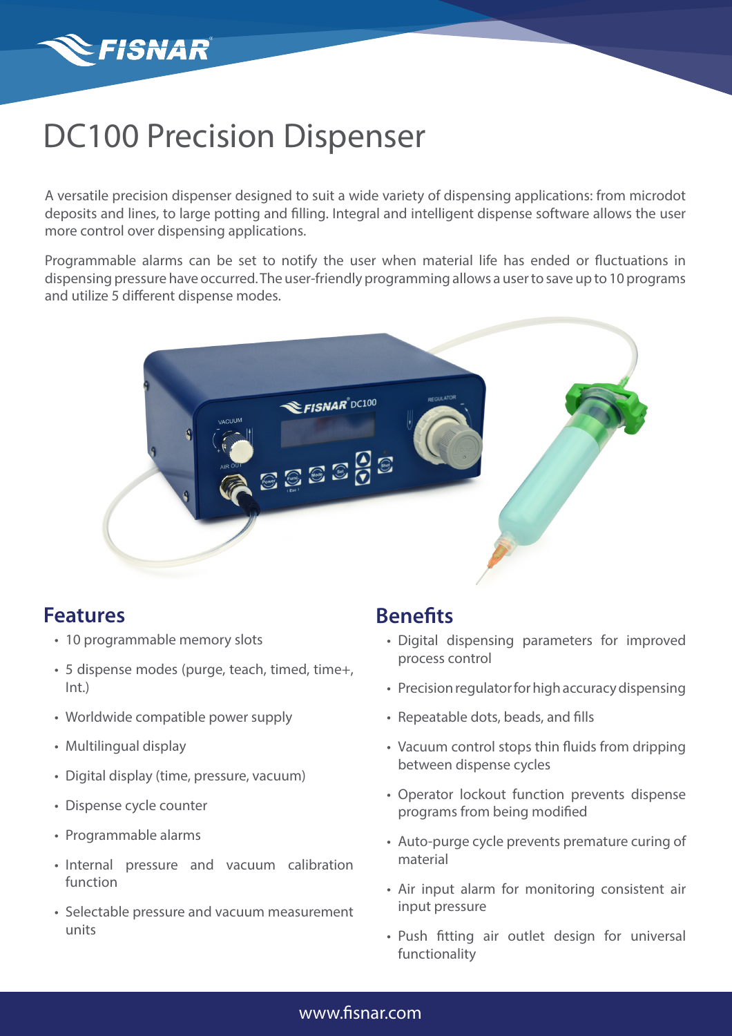# DC100 Precision Dispenser

A versatile precision dispenser designed to suit a wide variety of dispensing applications: from microdot deposits and lines, to large potting and filling. Integral and intelligent dispense software allows the user more control over dispensing applications.

Programmable alarms can be set to notify the user when material life has ended or fluctuations in dispensing pressure have occurred. The user-friendly programming allows a user to save up to 10 programs and utilize 5 different dispense modes.

## Features

- 10 programmable memory slots
- 5 dispense modes (purge, teach, timed, time+, Int.)
- Worldwide compatible power supply
- Multilingual display
- Digital display (time, pressure, vacuum)
- Dispense cycle counter
- Programmable alarms
- Internal pressure and vacuum calibration function
- Selectable pressure and vacuum measurement units

## Benefits

- Digital dispensing parameters for improved process control
- Precision regulator for high accuracy dispensing
- Repeatable dots, beads, and fills
- Vacuum control stops thin fluids from dripping between dispense cycles
- Operator lockout function prevents dispense programs from being modified
- Auto-purge cycle prevents premature curing of material
- Air input alarm for monitoring consistent air input pressure
- Push fitting air outlet design for universal functionality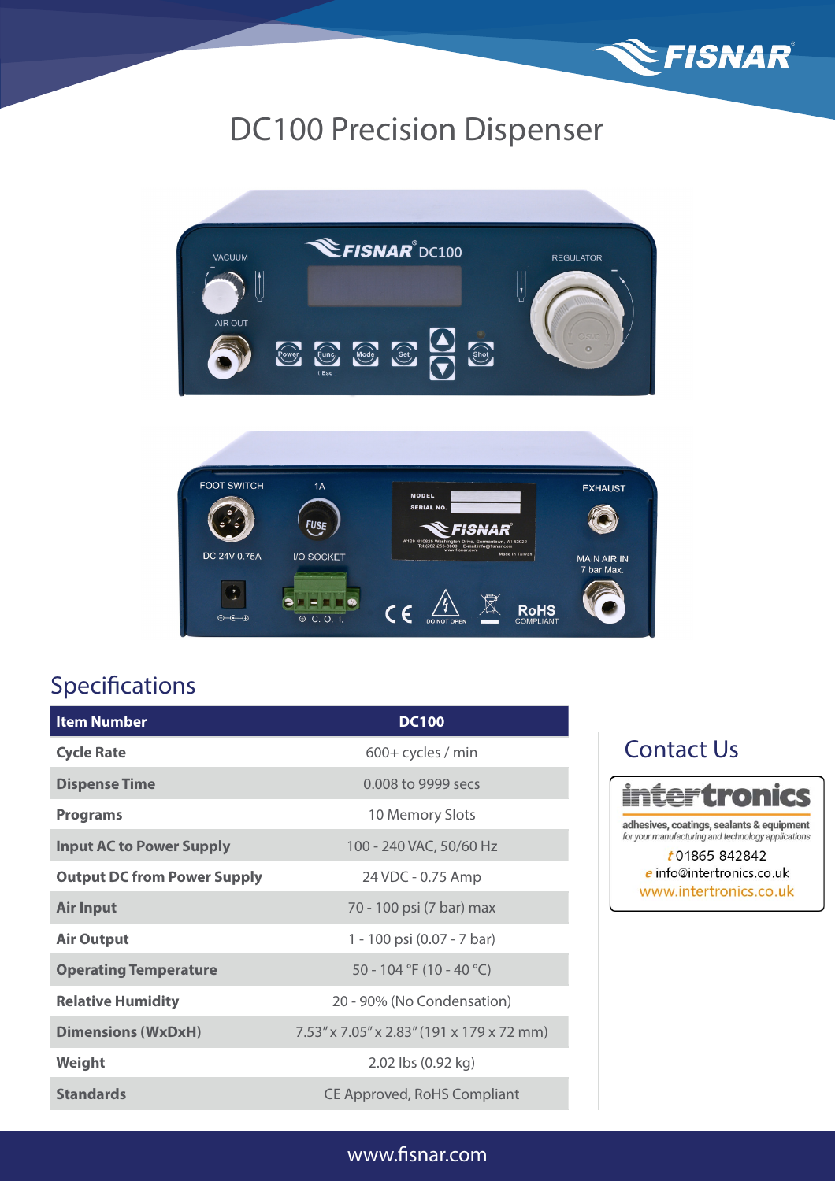# DC100 Precision Dispenser

## Specifications

| Item Number | DC100 |
|---|---|
| Cycle Rate | 600+ cycles / min |
| Dispense Time | 0.008 to 9999 secs |
| Programs | 10 Memory Slots |
| Input AC to Power Supply | 100 - 240 VAC, 50/60 Hz |
| Output DC from Power Supply | 24 VDC - 0.75 Amp |
| Air Input | 70 - 100 psi (7 bar) max |
| Air Output | 1 - 100 psi (0.07 - 7 bar) |
| Operating Temperature | 50 - 104 °F (10 - 40 °C) |
| Relative Humidity | 20 - 90% (No Condensation) |
| Dimensions (WxDxH) | 7.53" x 7.05" x 2.83" (191 x 179 x 72 mm) |
| Weight | 2.02 lbs (0.92 kg) |
| Standards | CE Approved, RoHS Compliant |

## Contact Us

**intertronics**

adhesives, coatings, sealants & equipment
*for your manufacturing and technology applications*

*t* 01865 842842
*e* info@intertronics.co.uk
www.intertronics.co.uk

www.fisnar.com